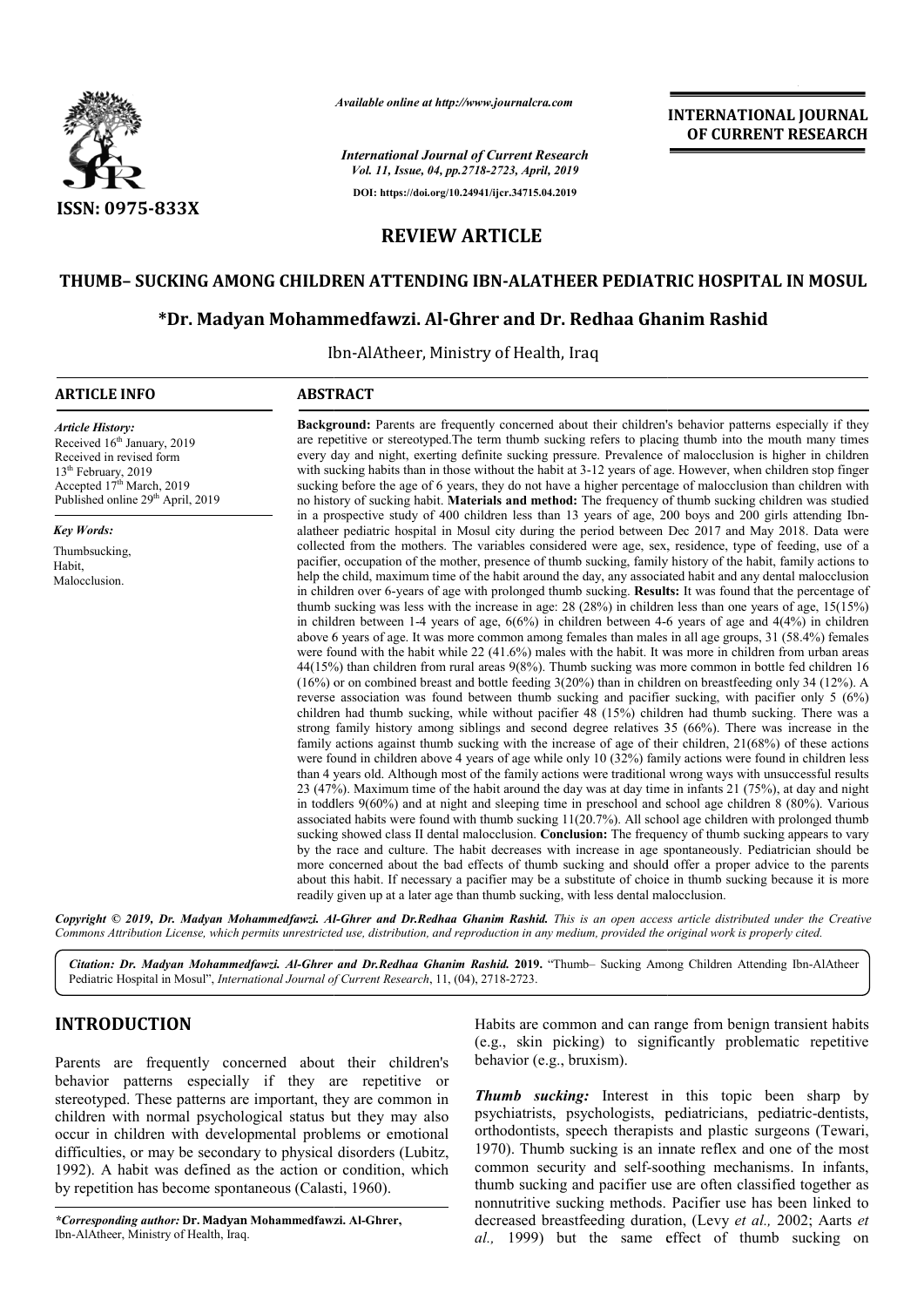# REVIEW ARTICLE

## THUMB– SUCKING AMONG CHILDREN ATTENDING IBN-ALATHEER PEDIATRIC HOSPITAL IN MOSUL

### *Dr. Madyan Mohammedfawzi. Al-Ghrer and Dr. Redhaa Ghanim Rashid

Ibn-AlAtheer, Ministry of Health, Iraq

**ARTICLE INFO**

*Article History:*
Received 16th January, 2019
Received in revised form
13th February, 2019
Accepted 17th March, 2019
Published online 29th April, 2019

*Key Words:*
Thumbsucking,
Habit,
Malocclusion.

**ABSTRACT**

**Background:** Parents are frequently concerned about their children's behavior patterns especially if they are repetitive or stereotyped.The term thumb sucking refers to placing thumb into the mouth many times every day and night, exerting definite sucking pressure. Prevalence of malocclusion is higher in children with sucking habits than in those without the habit at 3-12 years of age. However, when children stop finger sucking before the age of 6 years, they do not have a higher percentage of malocclusion than children with no history of sucking habit. **Materials and method:** The frequency of thumb sucking children was studied in a prospective study of 400 children less than 13 years of age, 200 boys and 200 girls attending Ibn-alatheer pediatric hospital in Mosul city during the period between Dec 2017 and May 2018. Data were collected from the mothers. The variables considered were age, sex, residence, type of feeding, use of a pacifier, occupation of the mother, presence of thumb sucking, family history of the habit, family actions to help the child, maximum time of the habit around the day, any associated habit and any dental malocclusion in children over 6-years of age with prolonged thumb sucking. **Results:** It was found that the percentage of thumb sucking was less with the increase in age: 28 (28%) in children less than one years of age, 15(15%) in children between 1-4 years of age, 6(6%) in children between 4-6 years of age and 4(4%) in children above 6 years of age. It was more common among females than males in all age groups, 31 (58.4%) females were found with the habit while 22 (41.6%) males with the habit. It was more in children from urban areas 44(15%) than children from rural areas 9(8%). Thumb sucking was more common in bottle fed children 16 (16%) or on combined breast and bottle feeding 3(20%) than in children on breastfeeding only 34 (12%). A reverse association was found between thumb sucking and pacifier sucking, with pacifier only 5 (6%) children had thumb sucking, while without pacifier 48 (15%) children had thumb sucking. There was a strong family history among siblings and second degree relatives 35 (66%). There was increase in the family actions against thumb sucking with the increase of age of their children, 21(68%) of these actions were found in children above 4 years of age while only 10 (32%) family actions were found in children less than 4 years old. Although most of the family actions were traditional wrong ways with unsuccessful results 23 (47%). Maximum time of the habit around the day was at day time in infants 21 (75%), at day and night in toddlers 9(60%) and at night and sleeping time in preschool and school age children 8 (80%). Various associated habits were found with thumb sucking 11(20.7%). All school age children with prolonged thumb sucking showed class II dental malocclusion. **Conclusion:** The frequency of thumb sucking appears to vary by the race and culture. The habit decreases with increase in age spontaneously. Pediatrician should be more concerned about the bad effects of thumb sucking and should offer a proper advice to the parents about this habit. If necessary a pacifier may be a substitute of choice in thumb sucking because it is more readily given up at a later age than thumb sucking, with less dental malocclusion.

*Copyright © 2019, Dr. Madyan Mohammedfawzi. Al-Ghrer and Dr.Redhaa Ghanim Rashid. This is an open access article distributed under the Creative Commons Attribution License, which permits unrestricted use, distribution, and reproduction in any medium, provided the original work is properly cited.*

*Citation: Dr. Madyan Mohammedfawzi. Al-Ghrer and Dr.Redhaa Ghanim Rashid.* **2019.** "Thumb– Sucking Among Children Attending Ibn-AlAtheer Pediatric Hospital in Mosul", *International Journal of Current Research*, 11, (04), 2718-2723.

## INTRODUCTION

Parents are frequently concerned about their children's behavior patterns especially if they are repetitive or stereotyped. These patterns are important, they are common in children with normal psychological status but they may also occur in children with developmental problems or emotional difficulties, or may be secondary to physical disorders (Lubitz, 1992). A habit was defined as the action or condition, which by repetition has become spontaneous (Calasti, 1960).

Habits are common and can range from benign transient habits (e.g., skin picking) to significantly problematic repetitive behavior (e.g., bruxism).

***Thumb sucking:*** Interest in this topic been sharp by psychiatrists, psychologists, pediatricians, pediatric-dentists, orthodontists, speech therapists and plastic surgeons (Tewari, 1970). Thumb sucking is an innate reflex and one of the most common security and self-soothing mechanisms. In infants, thumb sucking and pacifier use are often classified together as nonnutritive sucking methods. Pacifier use has been linked to decreased breastfeeding duration, (Levy *et al.,* 2002; Aarts *et al.,* 1999) but the same effect of thumb sucking on

**Corresponding author:* **Dr. Madyan Mohammedfawzi. Al-Ghrer,**
Ibn-AlAtheer, Ministry of Health, Iraq.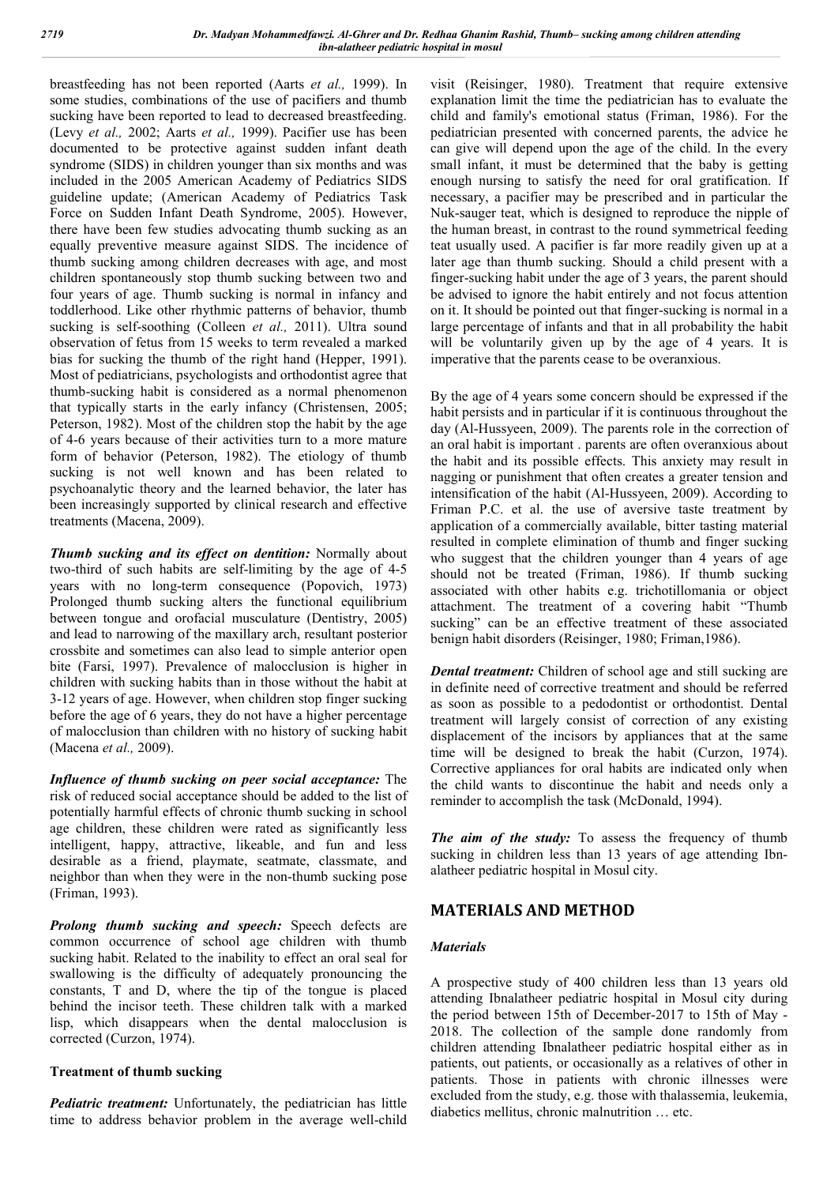breastfeeding has not been reported (Aarts *et al.,* 1999). In some studies, combinations of the use of pacifiers and thumb sucking have been reported to lead to decreased breastfeeding. (Levy *et al.,* 2002; Aarts *et al.,* 1999). Pacifier use has been documented to be protective against sudden infant death syndrome (SIDS) in children younger than six months and was included in the 2005 American Academy of Pediatrics SIDS guideline update; (American Academy of Pediatrics Task Force on Sudden Infant Death Syndrome, 2005). However, there have been few studies advocating thumb sucking as an equally preventive measure against SIDS. The incidence of thumb sucking among children decreases with age, and most children spontaneously stop thumb sucking between two and four years of age. Thumb sucking is normal in infancy and toddlerhood. Like other rhythmic patterns of behavior, thumb sucking is self-soothing (Colleen *et al.,* 2011). Ultra sound observation of fetus from 15 weeks to term revealed a marked bias for sucking the thumb of the right hand (Hepper, 1991). Most of pediatricians, psychologists and orthodontist agree that thumb-sucking habit is considered as a normal phenomenon that typically starts in the early infancy (Christensen, 2005; Peterson, 1982). Most of the children stop the habit by the age of 4-6 years because of their activities turn to a more mature form of behavior (Peterson, 1982). The etiology of thumb sucking is not well known and has been related to psychoanalytic theory and the learned behavior, the later has been increasingly supported by clinical research and effective treatments (Macena, 2009).

***Thumb sucking and its effect on dentition:*** Normally about two-third of such habits are self-limiting by the age of 4-5 years with no long-term consequence (Popovich, 1973) Prolonged thumb sucking alters the functional equilibrium between tongue and orofacial musculature (Dentistry, 2005) and lead to narrowing of the maxillary arch, resultant posterior crossbite and sometimes can also lead to simple anterior open bite (Farsi, 1997). Prevalence of malocclusion is higher in children with sucking habits than in those without the habit at 3-12 years of age. However, when children stop finger sucking before the age of 6 years, they do not have a higher percentage of malocclusion than children with no history of sucking habit (Macena *et al.,* 2009).

***Influence of thumb sucking on peer social acceptance:*** The risk of reduced social acceptance should be added to the list of potentially harmful effects of chronic thumb sucking in school age children, these children were rated as significantly less intelligent, happy, attractive, likeable, and fun and less desirable as a friend, playmate, seatmate, classmate, and neighbor than when they were in the non-thumb sucking pose (Friman, 1993).

***Prolong thumb sucking and speech:*** Speech defects are common occurrence of school age children with thumb sucking habit. Related to the inability to effect an oral seal for swallowing is the difficulty of adequately pronouncing the constants, T and D, where the tip of the tongue is placed behind the incisor teeth. These children talk with a marked lisp, which disappears when the dental malocclusion is corrected (Curzon, 1974).

**Treatment of thumb sucking**

***Pediatric treatment:*** Unfortunately, the pediatrician has little time to address behavior problem in the average well-child visit (Reisinger, 1980). Treatment that require extensive explanation limit the time the pediatrician has to evaluate the child and family's emotional status (Friman, 1986). For the pediatrician presented with concerned parents, the advice he can give will depend upon the age of the child. In the every small infant, it must be determined that the baby is getting enough nursing to satisfy the need for oral gratification. If necessary, a pacifier may be prescribed and in particular the Nuk-sauger teat, which is designed to reproduce the nipple of the human breast, in contrast to the round symmetrical feeding teat usually used. A pacifier is far more readily given up at a later age than thumb sucking. Should a child present with a finger-sucking habit under the age of 3 years, the parent should be advised to ignore the habit entirely and not focus attention on it. It should be pointed out that finger-sucking is normal in a large percentage of infants and that in all probability the habit will be voluntarily given up by the age of 4 years. It is imperative that the parents cease to be overanxious.

By the age of 4 years some concern should be expressed if the habit persists and in particular if it is continuous throughout the day (Al-Hussyeen, 2009). The parents role in the correction of an oral habit is important . parents are often overanxious about the habit and its possible effects. This anxiety may result in nagging or punishment that often creates a greater tension and intensification of the habit (Al-Hussyeen, 2009). According to Friman P.C. et al. the use of aversive taste treatment by application of a commercially available, bitter tasting material resulted in complete elimination of thumb and finger sucking who suggest that the children younger than 4 years of age should not be treated (Friman, 1986). If thumb sucking associated with other habits e.g. trichotillomania or object attachment. The treatment of a covering habit "Thumb sucking" can be an effective treatment of these associated benign habit disorders (Reisinger, 1980; Friman,1986).

***Dental treatment:*** Children of school age and still sucking are in definite need of corrective treatment and should be referred as soon as possible to a pedodontist or orthodontist. Dental treatment will largely consist of correction of any existing displacement of the incisors by appliances that at the same time will be designed to break the habit (Curzon, 1974). Corrective appliances for oral habits are indicated only when the child wants to discontinue the habit and needs only a reminder to accomplish the task (McDonald, 1994).

***The aim of the study:*** To assess the frequency of thumb sucking in children less than 13 years of age attending Ibn-alatheer pediatric hospital in Mosul city.

## MATERIALS AND METHOD

### *Materials*

A prospective study of 400 children less than 13 years old attending Ibnalatheer pediatric hospital in Mosul city during the period between 15th of December-2017 to 15th of May - 2018. The collection of the sample done randomly from children attending Ibnalatheer pediatric hospital either as in patients, out patients, or occasionally as a relatives of other in patients. Those in patients with chronic illnesses were excluded from the study, e.g. those with thalassemia, leukemia, diabetics mellitus, chronic malnutrition … etc.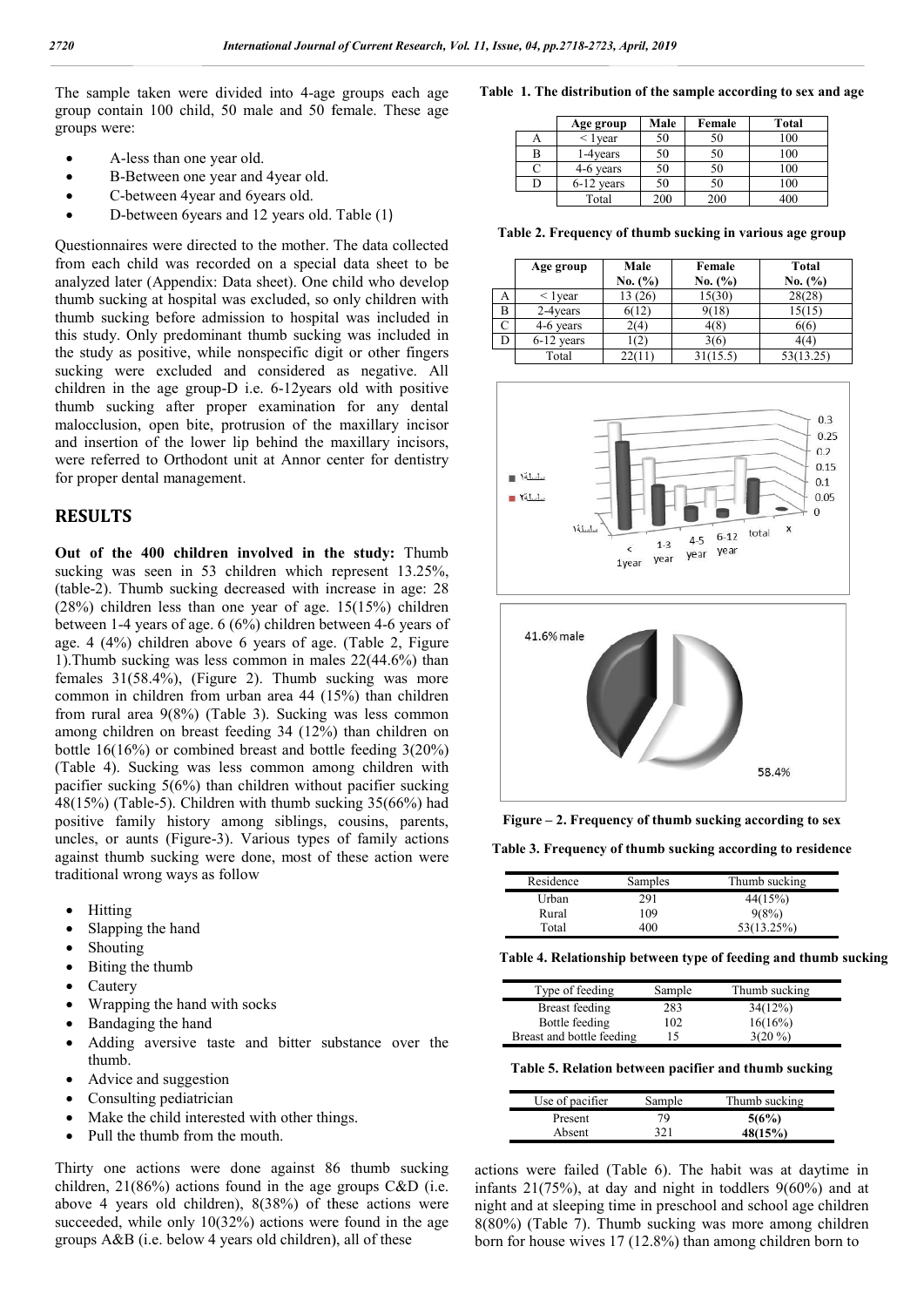The sample taken were divided into 4-age groups each age group contain 100 child, 50 male and 50 female. These age groups were:

- A-less than one year old.
- B-Between one year and 4year old.
- C-between 4year and 6years old.
- D-between 6years and 12 years old. Table (1)

Questionnaires were directed to the mother. The data collected from each child was recorded on a special data sheet to be analyzed later (Appendix: Data sheet). One child who develop thumb sucking at hospital was excluded, so only children with thumb sucking before admission to hospital was included in this study. Only predominant thumb sucking was included in the study as positive, while nonspecific digit or other fingers sucking were excluded and considered as negative. All children in the age group-D i.e. 6-12years old with positive thumb sucking after proper examination for any dental malocclusion, open bite, protrusion of the maxillary incisors and insertion of the lower lip behind the maxillary incisors, were referred to Orthodont unit at Annor center for dentistry for proper dental management.

## RESULTS

**Out of the 400 children involved in the study:** Thumb sucking was seen in 53 children which represent 13.25%, (table-2). Thumb sucking decreased with increase in age: 28 (28%) children less than one year of age. 15(15%) children between 1-4 years of age. 6 (6%) children between 4-6 years of age. 4 (4%) children above 6 years of age. (Table 2, Figure 1).Thumb sucking was less common in males 22(44.6%) than females 31(58.4%), (Figure 2). Thumb sucking was more common in children from urban area 44 (15%) than children from rural area 9(8%) (Table 3). Sucking was less common among children on breast feeding 34 (12%) than children on bottle 16(16%) or combined breast and bottle feeding 3(20%) (Table 4). Sucking was less common among children with pacifier sucking 5(6%) than children without pacifier sucking 48(15%) (Table-5). Children with thumb sucking 35(66%) had positive family history among siblings, cousins, parents, uncles, or aunts (Figure-3). Various types of family actions against thumb sucking were done, most of these action were traditional wrong ways as follow

- Hitting
- Slapping the hand
- Shouting
- Biting the thumb
- Cautery
- Wrapping the hand with socks
- Bandaging the hand
- Adding aversive taste and bitter substance over the thumb.
- Advice and suggestion
- Consulting pediatrician
- Make the child interested with other things.
- Pull the thumb from the mouth.

Thirty one actions were done against 86 thumb sucking children, 21(86%) actions found in the age groups C&D (i.e. above 4 years old children), 8(38%) of these actions were succeeded, while only 10(32%) actions were found in the age groups A&B (i.e. below 4 years old children), all of these actions were failed (Table 6). The habit was at daytime in infants 21(75%), at day and night in toddlers 9(60%) and at night and at sleeping time in preschool and school age children 8(80%) (Table 7). Thumb sucking was more among children born for house wives 17 (12.8%) than among children born to

**Table 1. The distribution of the sample according to sex and age**

| | Age group | Male | Female | Total |
|---|---|---|---|---|
| A | < 1year | 50 | 50 | 100 |
| B | 1-4years | 50 | 50 | 100 |
| C | 4-6 years | 50 | 50 | 100 |
| D | 6-12 years | 50 | 50 | 100 |
| | Total | 200 | 200 | 400 |

**Table 2. Frequency of thumb sucking in various age group**

| | Age group | Male No. (%) | Female No. (%) | Total No. (%) |
|---|---|---|---|---|
| A | < 1year | 13 (26) | 15(30) | 28(28) |
| B | 2-4years | 6(12) | 9(18) | 15(15) |
| C | 4-6 years | 2(4) | 4(8) | 6(6) |
| D | 6-12 years | 1(2) | 3(6) | 4(4) |
| | Total | 22(11) | 31(15.5) | 53(13.25) |

**Figure – 2. Frequency of thumb sucking according to sex**

**Table 3. Frequency of thumb sucking according to residence**

| Residence | Samples | Thumb sucking |
|---|---|---|
| Urban | 291 | 44(15%) |
| Rural | 109 | 9(8%) |
| Total | 400 | 53(13.25%) |

**Table 4. Relationship between type of feeding and thumb sucking**

| Type of feeding | Sample | Thumb sucking |
|---|---|---|
| Breast feeding | 283 | 34(12%) |
| Bottle feeding | 102 | 16(16%) |
| Breast and bottle feeding | 15 | 3(20 %) |

**Table 5. Relation between pacifier and thumb sucking**

| Use of pacifier | Sample | Thumb sucking |
|---|---|---|
| Present | 79 | **5(6%)** |
| Absent | 321 | **48(15%)** |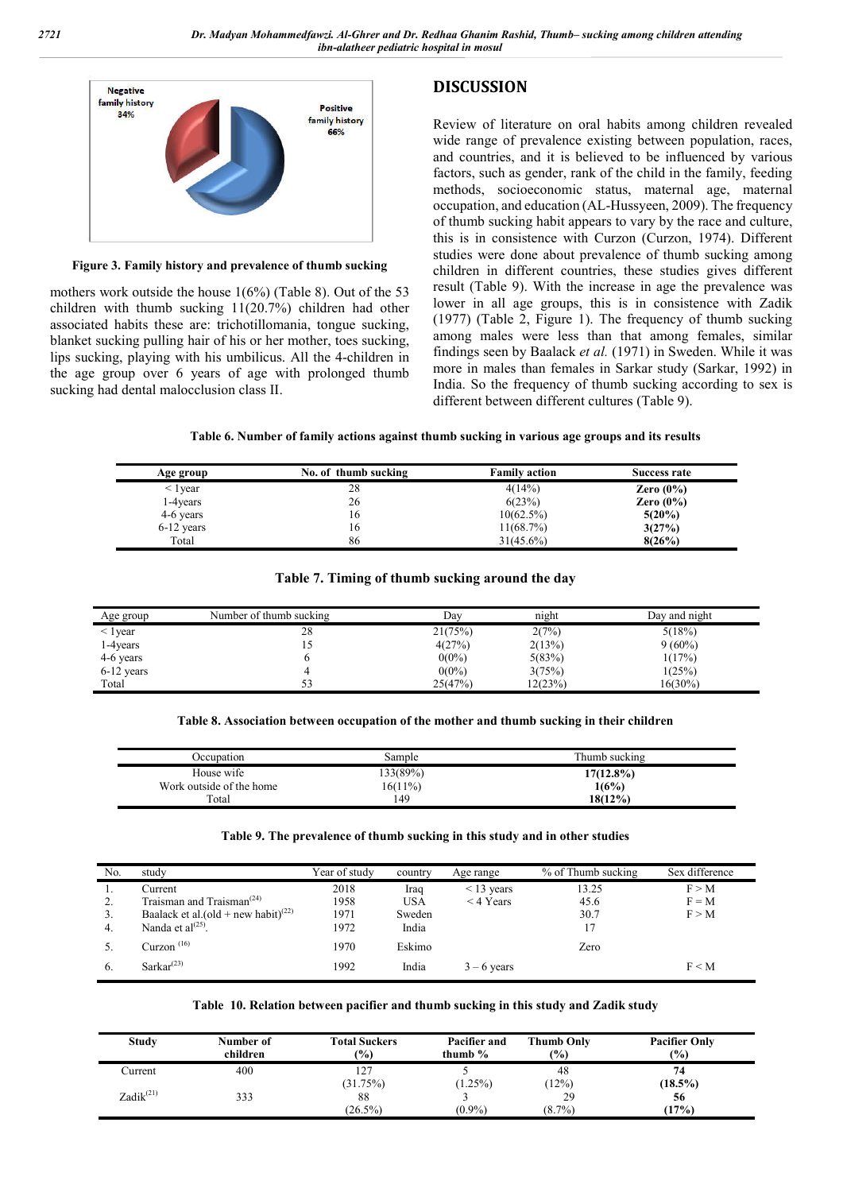Negative family history 34%

Positive family history 66%

**Figure 3. Family history and prevalence of thumb sucking**

mothers work outside the house 1(6%) (Table 8). Out of the 53 children with thumb sucking 11(20.7%) children had other associated habits these are: trichotillomania, tongue sucking, blanket sucking pulling hair of his or her mother, toes sucking, lips sucking, playing with his umbilicus. All the 4-children in the age group over 6 years of age with prolonged thumb sucking had dental malocclusion class II.

## DISCUSSION

Review of literature on oral habits among children revealed wide range of prevalence existing between population, races, and countries, and it is believed to be influenced by various factors, such as gender, rank of the child in the family, feeding methods, socioeconomic status, maternal age, maternal occupation, and education (AL-Hussyeen, 2009). The frequency of thumb sucking habit appears to vary by the race and culture, this is in consistence with Curzon (Curzon, 1974). Different studies were done about prevalence of thumb sucking among children in different countries, these studies gives different result (Table 9). With the increase in age the prevalence was lower in all age groups, this is in consistence with Zadik (1977) (Table 2, Figure 1). The frequency of thumb sucking among males were less than that among females, similar findings seen by Baalack *et al.* (1971) in Sweden. While it was more in males than females in Sarkar study (Sarkar, 1992) in India. So the frequency of thumb sucking according to sex is different between different cultures (Table 9).

**Table 6. Number of family actions against thumb sucking in various age groups and its results**

| Age group | No. of thumb sucking | Family action | Success rate |
|---|---|---|---|
| < 1year | 28 | 4(14%) | **Zero (0%)** |
| 1-4years | 26 | 6(23%) | **Zero (0%)** |
| 4-6 years | 16 | 10(62.5%) | **5(20%)** |
| 6-12 years | 16 | 11(68.7%) | **3(27%)** |
| Total | 86 | 31(45.6%) | **8(26%)** |

**Table 7. Timing of thumb sucking around the day**

| Age group | Number of thumb sucking | Day | night | Day and night |
|---|---|---|---|---|
| < 1year | 28 | 21(75%) | 2(7%) | 5(18%) |
| 1-4years | 15 | 4(27%) | 2(13%) | 9 (60%) |
| 4-6 years | 6 | 0(0%) | 5(83%) | 1(17%) |
| 6-12 years | 4 | 0(0%) | 3(75%) | 1(25%) |
| Total | 53 | 25(47%) | 12(23%) | 16(30%) |

**Table 8. Association between occupation of the mother and thumb sucking in their children**

| Occupation | Sample | Thumb sucking |
|---|---|---|
| House wife | 133(89%) | **17(12.8%)** |
| Work outside of the home | 16(11%) | **1(6%)** |
| Total | 149 | **18(12%)** |

**Table 9. The prevalence of thumb sucking in this study and in other studies**

| No. | study | Year of study | country | Age range | % of Thumb sucking | Sex difference |
|---|---|---|---|---|---|---|
| 1. | Current | 2018 | Iraq | < 13 years | 13.25 | F > M |
| 2. | Traisman and Traisman[24] | 1958 | USA | < 4 Years | 45.6 | F = M |
| 3. | Baalack et al.(old + new habit)[22] | 1971 | Sweden | | 30.7 | F > M |
| 4. | Nanda et al[25]. | 1972 | India | | 17 | |
| 5. | Curzon [16] | 1970 | Eskimo | | Zero | |
| 6. | Sarkar[23] | 1992 | India | 3 – 6 years | | F < M |

**Table 10. Relation between pacifier and thumb sucking in this study and Zadik study**

| Study | Number of children | Total Suckers (%) | Pacifier and thumb % | Thumb Only (%) | Pacifier Only (%) |
|---|---|---|---|---|---|
| Current | 400 | 127 (31.75%) | 5 (1.25%) | 48 (12%) | **74 (18.5%)** |
| Zadik[21] | 333 | 88 (26.5%) | 3 (0.9%) | 29 (8.7%) | **56 (17%)** |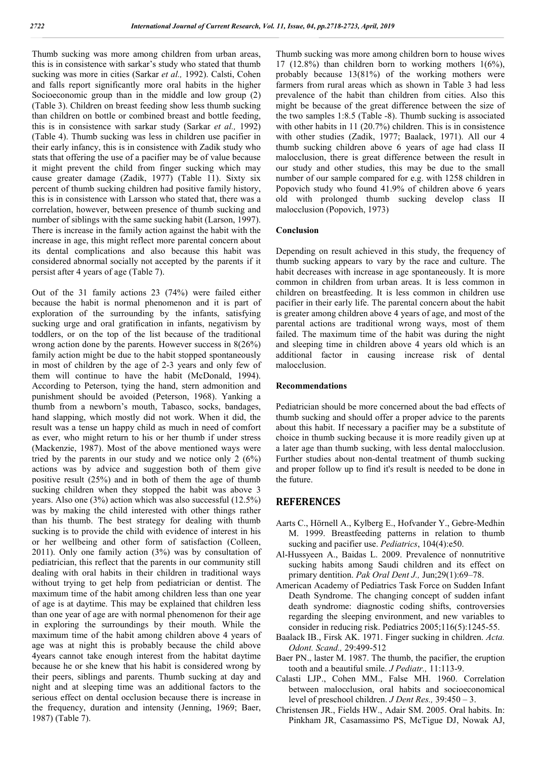Thumb sucking was more among children from urban areas, this is in consistence with sarkar's study who stated that thumb sucking was more in cities (Sarkar *et al.,* 1992). Calsti, Cohen and falls report significantly more oral habits in the higher Socioeconomic group than in the middle and low group (2) (Table 3). Children on breast feeding show less thumb sucking than children on bottle or combined breast and bottle feeding, this is in consistence with sarkar study (Sarkar *et al.,* 1992) (Table 4). Thumb sucking was less in children use pacifier in their early infancy, this is in consistence with Zadik study who stats that offering the use of a pacifier may be of value because it might prevent the child from finger sucking which may cause greater damage (Zadik, 1977) (Table 11). Sixty six percent of thumb sucking children had positive family history, this is in consistence with Larsson who stated that, there was a correlation, however, between presence of thumb sucking and number of siblings with the same sucking habit (Larson, 1997). There is increase in the family action against the habit with the increase in age, this might reflect more parental concern about its dental complications and also because this habit was considered abnormal socially not accepted by the parents if it persist after 4 years of age (Table 7).

Out of the 31 family actions 23 (74%) were failed either because the habit is normal phenomenon and it is part of exploration of the surrounding by the infants, satisfying sucking urge and oral gratification in infants, negativism by toddlers, or on the top of the list because of the traditional wrong action done by the parents. However success in 8(26%) family action might be due to the habit stopped spontaneously in most of children by the age of 2-3 years and only few of them will continue to have the habit (McDonald, 1994). According to Peterson, tying the hand, stern admonition and punishment should be avoided (Peterson, 1968). Yanking a thumb from a newborn's mouth, Tabasco, socks, bandages, hand slapping, which mostly did not work. When it did, the result was a tense un happy child as much in need of comfort as ever, who might return to his or her thumb if under stress (Mackenzie, 1987). Most of the above mentioned ways were tried by the parents in our study and we notice only 2 (6%) actions was by advice and suggestion both of them give positive result (25%) and in both of them the age of thumb sucking children when they stopped the habit was above 3 years. Also one (3%) action which was also successful (12.5%) was by making the child interested with other things rather than his thumb. The best strategy for dealing with thumb sucking is to provide the child with evidence of interest in his or her wellbeing and other form of satisfaction (Colleen, 2011). Only one family action (3%) was by consultation of pediatrician, this reflect that the parents in our community still dealing with oral habits in their children in traditional ways without trying to get help from pediatrician or dentist. The maximum time of the habit among children less than one year of age is at daytime. This may be explained that children less than one year of age are with normal phenomenon for their age in exploring the surroundings by their mouth. While the maximum time of the habit among children above 4 years of age was at night this is probably because the child above 4years cannot take enough interest from the habitat daytime because he or she knew that his habit is considered wrong by their peers, siblings and parents. Thumb sucking at day and night and at sleeping time was an additional factors to the serious effect on dental occlusion because there is increase in the frequency, duration and intensity (Jenning, 1969; Baer, 1987) (Table 7).

Thumb sucking was more among children born to house wives 17 (12.8%) than children born to working mothers 1(6%), probably because 13(81%) of the working mothers were farmers from rural areas which as shown in Table 3 had less prevalence of the habit than children from cities. Also this might be because of the great difference between the size of the two samples 1:8.5 (Table -8). Thumb sucking is associated with other habits in 11 (20.7%) children. This is in consistence with other studies (Zadik, 1977; Baalack, 1971). All our 4 thumb sucking children above 6 years of age had class II malocclusion, there is great difference between the result in our study and other studies, this may be due to the small number of our sample compared for e.g. with 1258 children in Popovich study who found 41.9% of children above 6 years old with prolonged thumb sucking develop class II malocclusion (Popovich, 1973)

### Conclusion

Depending on result achieved in this study, the frequency of thumb sucking appears to vary by the race and culture. The habit decreases with increase in age spontaneously. It is more common in children from urban areas. It is less common in children on breastfeeding. It is less common in children use pacifier in their early life. The parental concern about the habit is greater among children above 4 years of age, and most of the parental actions are traditional wrong ways, most of them failed. The maximum time of the habit was during the night and sleeping time in children above 4 years old which is an additional factor in causing increase risk of dental malocclusion.

### Recommendations

Pediatrician should be more concerned about the bad effects of thumb sucking and should offer a proper advice to the parents about this habit. If necessary a pacifier may be a substitute of choice in thumb sucking because it is more readily given up at a later age than thumb sucking, with less dental malocclusion. Further studies about non-dental treatment of thumb sucking and proper follow up to find it's result is needed to be done in the future.

## REFERENCES

Aarts C., Hörnell A., Kylberg E., Hofvander Y., Gebre-Medhin M. 1999. Breastfeeding patterns in relation to thumb sucking and pacifier use. *Pediatrics*, 104(4):e50.

Al-Hussyeen A., Baidas L. 2009. Prevalence of nonnutritive sucking habits among Saudi children and its effect on primary dentition. *Pak Oral Dent J.,* Jun;29(1):69–78.

American Academy of Pediatrics Task Force on Sudden Infant Death Syndrome. The changing concept of sudden infant death syndrome: diagnostic coding shifts, controversies regarding the sleeping environment, and new variables to consider in reducing risk. Pediatrics 2005;116(5):1245-55.

Baalack IB., Firsk AK. 1971. Finger sucking in children. *Acta. Odont. Scand.,* 29:499-512

Baer PN., laster M. 1987. The thumb, the pacifier, the eruption tooth and a beautiful smile. *J Pediatr.,* 11:113-9.

Calasti LJP., Cohen MM., False MH. 1960. Correlation between malocclusion, oral habits and socioeconomical level of preschool children. *J Dent Res.,* 39:450 – 3.

Christensen JR., Fields HW., Adair SM. 2005. Oral habits. In: Pinkham JR, Casamassimo PS, McTigue DJ, Nowak AJ,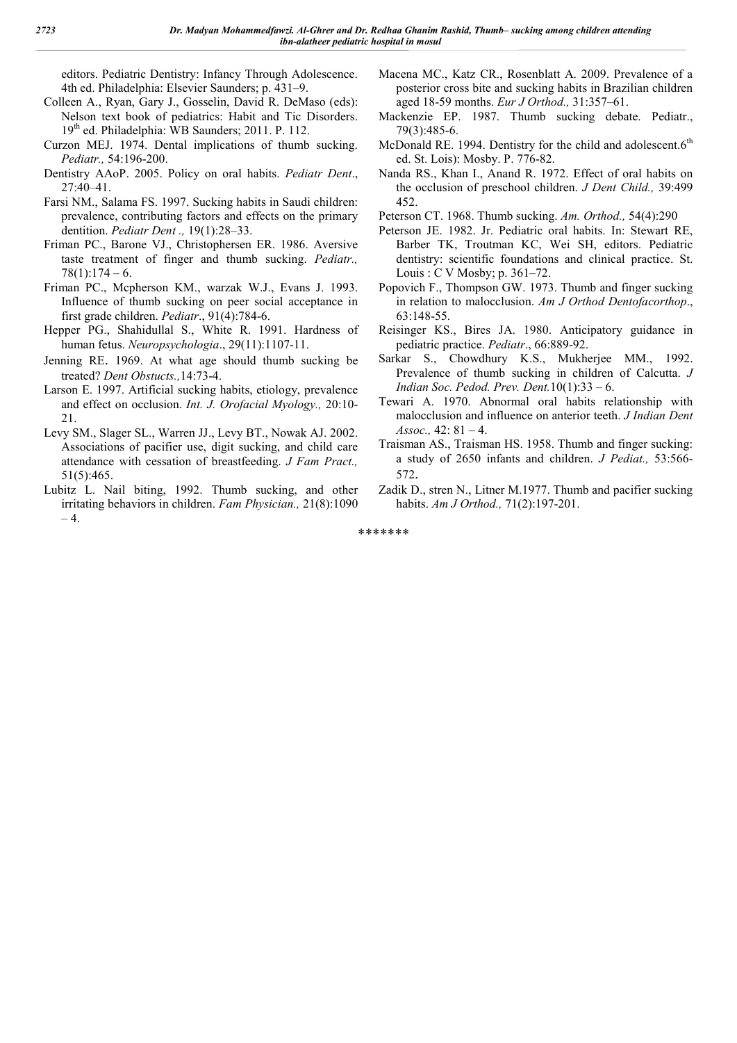editors. Pediatric Dentistry: Infancy Through Adolescence. 4th ed. Philadelphia: Elsevier Saunders; p. 431–9.

Colleen A., Ryan, Gary J., Gosselin, David R. DeMaso (eds): Nelson text book of pediatrics: Habit and Tic Disorders. 19th ed. Philadelphia: WB Saunders; 2011. P. 112.

Curzon MEJ. 1974. Dental implications of thumb sucking. *Pediatr.,* 54:196-200.

Dentistry AAoP. 2005. Policy on oral habits. *Pediatr Dent*., 27:40–41.

Farsi NM., Salama FS. 1997. Sucking habits in Saudi children: prevalence, contributing factors and effects on the primary dentition. *Pediatr Dent .,* 19(1):28–33.

Friman PC., Barone VJ., Christophersen ER. 1986. Aversive taste treatment of finger and thumb sucking. *Pediatr.,* 78(1):174 – 6.

Friman PC., Mcpherson KM., warzak W.J., Evans J. 1993. Influence of thumb sucking on peer social acceptance in first grade children. *Pediatr*., 91(4):784-6.

Hepper PG., Shahidullal S., White R. 1991. Hardness of human fetus. *Neuropsychologia*., 29(11):1107-11.

Jenning RE. 1969. At what age should thumb sucking be treated? *Dent Obstucts.,*14:73-4.

Larson E. 1997. Artificial sucking habits, etiology, prevalence and effect on occlusion. *Int. J. Orofacial Myology.,* 20:10-21.

Levy SM., Slager SL., Warren JJ., Levy BT., Nowak AJ. 2002. Associations of pacifier use, digit sucking, and child care attendance with cessation of breastfeeding. *J Fam Pract.,* 51(5):465.

Lubitz L. Nail biting, 1992. Thumb sucking, and other irritating behaviors in children. *Fam Physician.,* 21(8):1090 – 4.

Macena MC., Katz CR., Rosenblatt A. 2009. Prevalence of a posterior cross bite and sucking habits in Brazilian children aged 18-59 months. *Eur J Orthod.,* 31:357–61.

Mackenzie EP. 1987. Thumb sucking debate. Pediatr., 79(3):485-6.

McDonald RE. 1994. Dentistry for the child and adolescent.6th ed. St. Lois): Mosby. P. 776-82.

Nanda RS., Khan I., Anand R. 1972. Effect of oral habits on the occlusion of preschool children. *J Dent Child.,* 39:499 452.

Peterson CT. 1968. Thumb sucking. *Am. Orthod.,* 54(4):290

Peterson JE. 1982. Jr. Pediatric oral habits. In: Stewart RE, Barber TK, Troutman KC, Wei SH, editors. Pediatric dentistry: scientific foundations and clinical practice. St. Louis : C V Mosby; p. 361–72.

Popovich F., Thompson GW. 1973. Thumb and finger sucking in relation to malocclusion. *Am J Orthod Dentofacorthop*., 63:148-55.

Reisinger KS., Bires JA. 1980. Anticipatory guidance in pediatric practice. *Pediatr*., 66:889-92.

Sarkar S., Chowdhury K.S., Mukherjee MM., 1992. Prevalence of thumb sucking in children of Calcutta. *J Indian Soc. Pedod. Prev. Dent.*10(1):33 – 6.

Tewari A. 1970. Abnormal oral habits relationship with malocclusion and influence on anterior teeth. *J Indian Dent Assoc.,* 42: 81 – 4.

Traisman AS., Traisman HS. 1958. Thumb and finger sucking: a study of 2650 infants and children. *J Pediat.,* 53:566-572.

Zadik D., stren N., Litner M.1977. Thumb and pacifier sucking habits. *Am J Orthod.,* 71(2):197-201.

*******